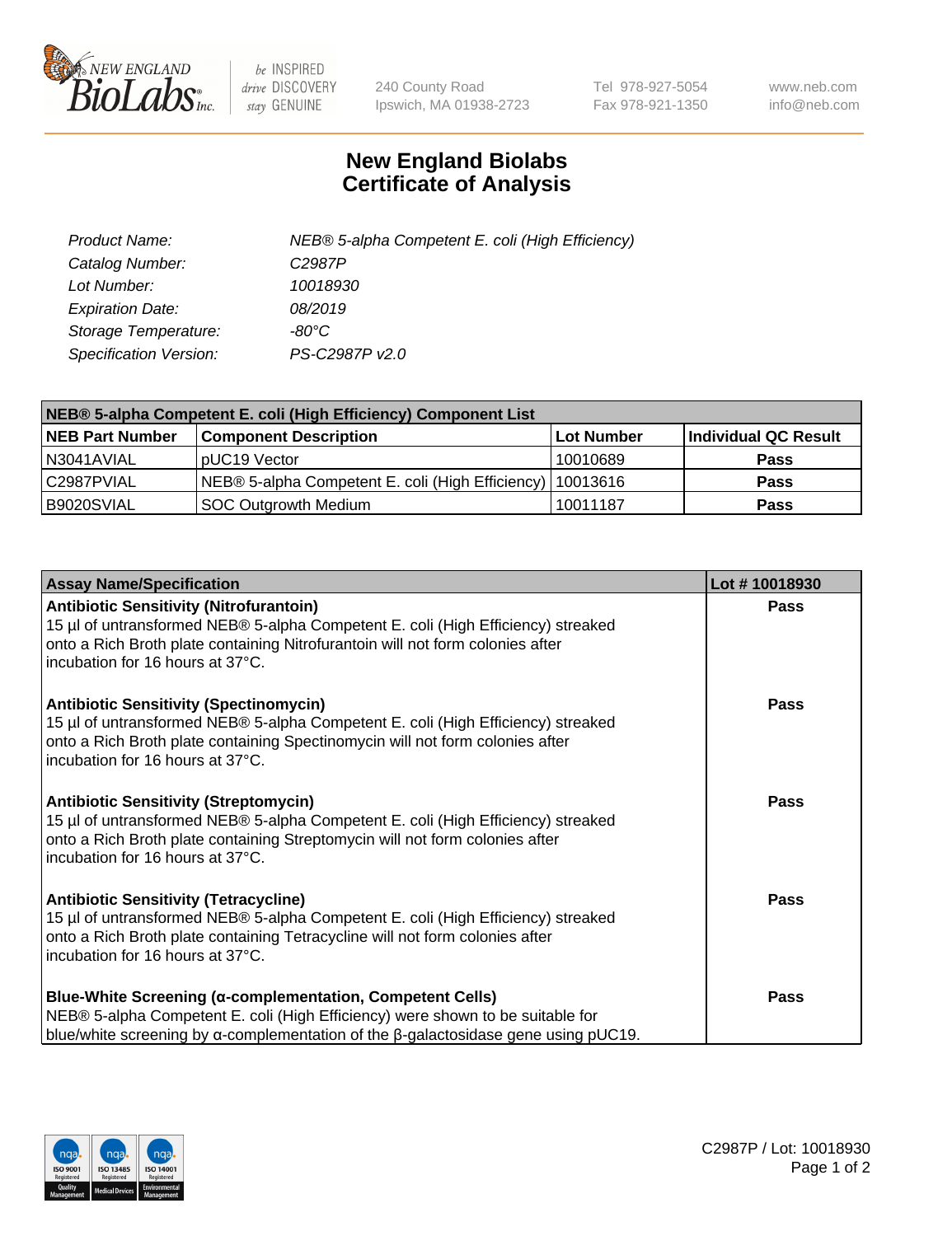NEW ENGLAND BioLabs Inc.

be INSPIRED drive DISCOVERY stay GENUINE

240 County Road
Ipswich, MA 01938-2723

Tel 978-927-5054
Fax 978-921-1350

www.neb.com
info@neb.com

# New England Biolabs
# Certificate of Analysis

| | |
|---|---|
| *Product Name:* | *NEB® 5-alpha Competent E. coli (High Efficiency)* |
| *Catalog Number:* | *C2987P* |
| *Lot Number:* | *10018930* |
| *Expiration Date:* | *08/2019* |
| *Storage Temperature:* | *-80°C* |
| *Specification Version:* | *PS-C2987P v2.0* |

| NEB® 5-alpha Competent E. coli (High Efficiency) Component List | | | |
|---|---|---|---|
| **NEB Part Number** | **Component Description** | **Lot Number** | **Individual QC Result** |
| N3041AVIAL | pUC19 Vector | 10010689 | **Pass** |
| C2987PVIAL | NEB® 5-alpha Competent E. coli (High Efficiency) | 10013616 | **Pass** |
| B9020SVIAL | SOC Outgrowth Medium | 10011187 | **Pass** |

| Assay Name/Specification | Lot # 10018930 |
|---|---|
| **Antibiotic Sensitivity (Nitrofurantoin)** 15 µl of untransformed NEB® 5-alpha Competent E. coli (High Efficiency) streaked onto a Rich Broth plate containing Nitrofurantoin will not form colonies after incubation for 16 hours at 37°C. | **Pass** |
| **Antibiotic Sensitivity (Spectinomycin)** 15 µl of untransformed NEB® 5-alpha Competent E. coli (High Efficiency) streaked onto a Rich Broth plate containing Spectinomycin will not form colonies after incubation for 16 hours at 37°C. | **Pass** |
| **Antibiotic Sensitivity (Streptomycin)** 15 µl of untransformed NEB® 5-alpha Competent E. coli (High Efficiency) streaked onto a Rich Broth plate containing Streptomycin will not form colonies after incubation for 16 hours at 37°C. | **Pass** |
| **Antibiotic Sensitivity (Tetracycline)** 15 µl of untransformed NEB® 5-alpha Competent E. coli (High Efficiency) streaked onto a Rich Broth plate containing Tetracycline will not form colonies after incubation for 16 hours at 37°C. | **Pass** |
| **Blue-White Screening (α-complementation, Competent Cells)** NEB® 5-alpha Competent E. coli (High Efficiency) were shown to be suitable for blue/white screening by α-complementation of the β-galactosidase gene using pUC19. | **Pass** |

C2987P / Lot: 10018930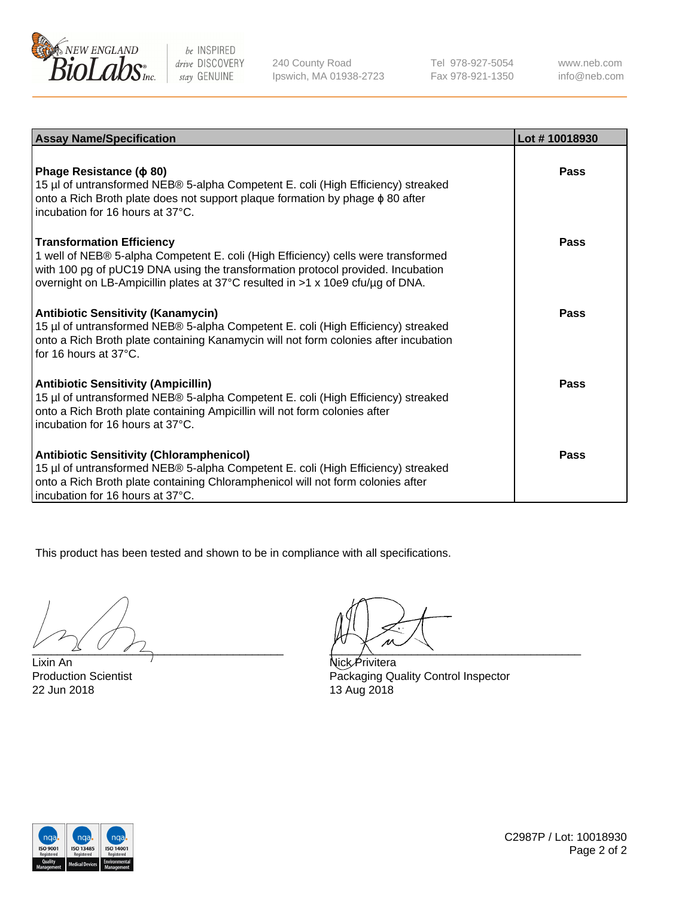| Assay Name/Specification | Lot # 10018930 |
|---|---|
| **Phage Resistance (ϕ 80)**<br>15 µl of untransformed NEB® 5-alpha Competent E. coli (High Efficiency) streaked onto a Rich Broth plate does not support plaque formation by phage ϕ 80 after incubation for 16 hours at 37°C. | **Pass** |
| **Transformation Efficiency**<br>1 well of NEB® 5-alpha Competent E. coli (High Efficiency) cells were transformed with 100 pg of pUC19 DNA using the transformation protocol provided. Incubation overnight on LB-Ampicillin plates at 37°C resulted in >1 x 10e9 cfu/µg of DNA. | **Pass** |
| **Antibiotic Sensitivity (Kanamycin)**<br>15 µl of untransformed NEB® 5-alpha Competent E. coli (High Efficiency) streaked onto a Rich Broth plate containing Kanamycin will not form colonies after incubation for 16 hours at 37°C. | **Pass** |
| **Antibiotic Sensitivity (Ampicillin)**<br>15 µl of untransformed NEB® 5-alpha Competent E. coli (High Efficiency) streaked onto a Rich Broth plate containing Ampicillin will not form colonies after incubation for 16 hours at 37°C. | **Pass** |
| **Antibiotic Sensitivity (Chloramphenicol)**<br>15 µl of untransformed NEB® 5-alpha Competent E. coli (High Efficiency) streaked onto a Rich Broth plate containing Chloramphenicol will not form colonies after incubation for 16 hours at 37°C. | **Pass** |

This product has been tested and shown to be in compliance with all specifications.

Lixin An
Production Scientist
22 Jun 2018

Nick Privitera
Packaging Quality Control Inspector
13 Aug 2018

C2987P / Lot: 10018930